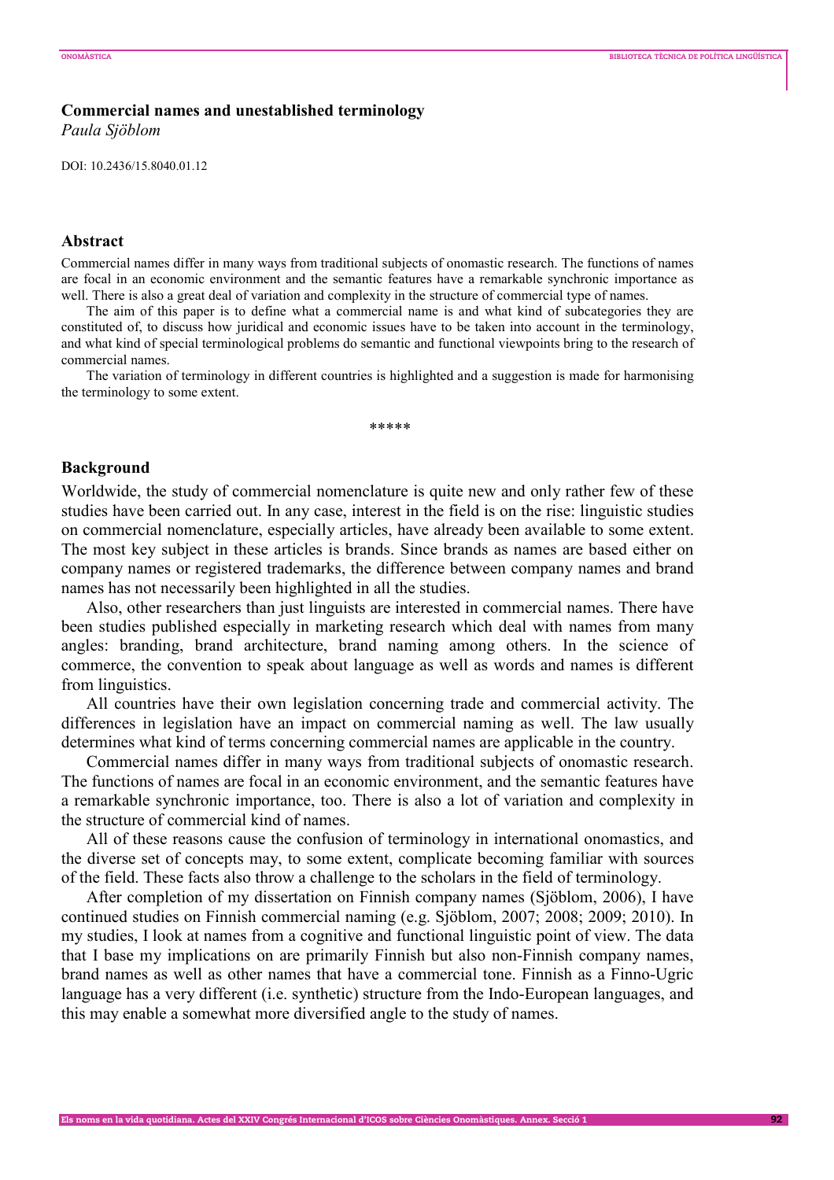# Commercial names and unestablished terminology

*Paula Sjöblom*

DOI: 10.2436/15.8040.01.12

## Abstract

Commercial names differ in many ways from traditional subjects of onomastic research. The functions of names are focal in an economic environment and the semantic features have a remarkable synchronic importance as well. There is also a great deal of variation and complexity in the structure of commercial type of names.

The aim of this paper is to define what a commercial name is and what kind of subcategories they are constituted of, to discuss how juridical and economic issues have to be taken into account in the terminology, and what kind of special terminological problems do semantic and functional viewpoints bring to the research of commercial names.

The variation of terminology in different countries is highlighted and a suggestion is made for harmonising the terminology to some extent.

\*\*\*\*\*

## Background

Worldwide, the study of commercial nomenclature is quite new and only rather few of these studies have been carried out. In any case, interest in the field is on the rise: linguistic studies on commercial nomenclature, especially articles, have already been available to some extent. The most key subject in these articles is brands. Since brands as names are based either on company names or registered trademarks, the difference between company names and brand names has not necessarily been highlighted in all the studies.

Also, other researchers than just linguists are interested in commercial names. There have been studies published especially in marketing research which deal with names from many angles: branding, brand architecture, brand naming among others. In the science of commerce, the convention to speak about language as well as words and names is different from linguistics.

All countries have their own legislation concerning trade and commercial activity. The differences in legislation have an impact on commercial naming as well. The law usually determines what kind of terms concerning commercial names are applicable in the country.

Commercial names differ in many ways from traditional subjects of onomastic research. The functions of names are focal in an economic environment, and the semantic features have a remarkable synchronic importance, too. There is also a lot of variation and complexity in the structure of commercial kind of names.

All of these reasons cause the confusion of terminology in international onomastics, and the diverse set of concepts may, to some extent, complicate becoming familiar with sources of the field. These facts also throw a challenge to the scholars in the field of terminology.

After completion of my dissertation on Finnish company names (Sjöblom, 2006), I have continued studies on Finnish commercial naming (e.g. Sjöblom, 2007; 2008; 2009; 2010). In my studies, I look at names from a cognitive and functional linguistic point of view. The data that I base my implications on are primarily Finnish but also non-Finnish company names, brand names as well as other names that have a commercial tone. Finnish as a Finno-Ugric language has a very different (i.e. synthetic) structure from the Indo-European languages, and this may enable a somewhat more diversified angle to the study of names.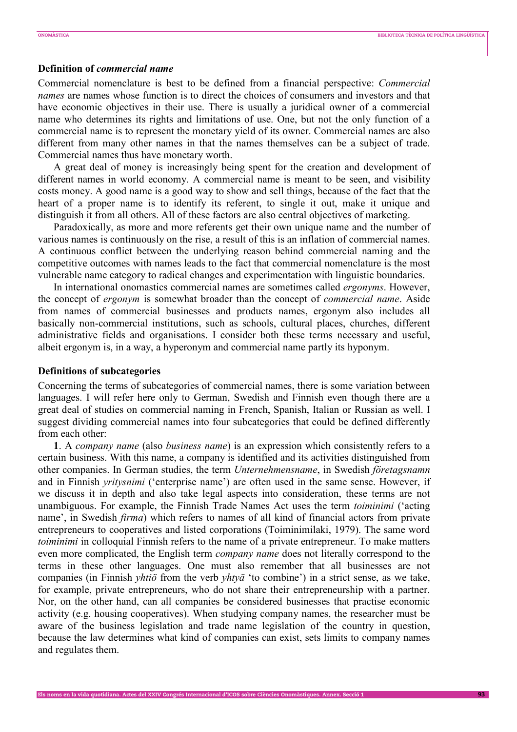### Definition of *commercial name*

Commercial nomenclature is best to be defined from a financial perspective: *Commercial names* are names whose function is to direct the choices of consumers and investors and that have economic objectives in their use. There is usually a juridical owner of a commercial name who determines its rights and limitations of use. One, but not the only function of a commercial name is to represent the monetary yield of its owner. Commercial names are also different from many other names in that the names themselves can be a subject of trade. Commercial names thus have monetary worth.

A great deal of money is increasingly being spent for the creation and development of different names in world economy. A commercial name is meant to be seen, and visibility costs money. A good name is a good way to show and sell things, because of the fact that the heart of a proper name is to identify its referent, to single it out, make it unique and distinguish it from all others. All of these factors are also central objectives of marketing.

Paradoxically, as more and more referents get their own unique name and the number of various names is continuously on the rise, a result of this is an inflation of commercial names. A continuous conflict between the underlying reason behind commercial naming and the competitive outcomes with names leads to the fact that commercial nomenclature is the most vulnerable name category to radical changes and experimentation with linguistic boundaries.

In international onomastics commercial names are sometimes called *ergonyms*. However, the concept of *ergonym* is somewhat broader than the concept of *commercial name*. Aside from names of commercial businesses and products names, ergonym also includes all basically non-commercial institutions, such as schools, cultural places, churches, different administrative fields and organisations. I consider both these terms necessary and useful, albeit ergonym is, in a way, a hyperonym and commercial name partly its hyponym.

### Definitions of subcategories

Concerning the terms of subcategories of commercial names, there is some variation between languages. I will refer here only to German, Swedish and Finnish even though there are a great deal of studies on commercial naming in French, Spanish, Italian or Russian as well. I suggest dividing commercial names into four subcategories that could be defined differently from each other:

**1**. A *company name* (also *business name*) is an expression which consistently refers to a certain business. With this name, a company is identified and its activities distinguished from other companies. In German studies, the term *Unternehmensname*, in Swedish *företagsnamn* and in Finnish *yritysnimi* ('enterprise name') are often used in the same sense. However, if we discuss it in depth and also take legal aspects into consideration, these terms are not unambiguous. For example, the Finnish Trade Names Act uses the term *toiminimi* ('acting name', in Swedish *firma*) which refers to names of all kind of financial actors from private entrepreneurs to cooperatives and listed corporations (Toiminimilaki, 1979). The same word *toiminimi* in colloquial Finnish refers to the name of a private entrepreneur. To make matters even more complicated, the English term *company name* does not literally correspond to the terms in these other languages. One must also remember that all businesses are not companies (in Finnish *yhtiö* from the verb *yhtyä* 'to combine') in a strict sense, as we take, for example, private entrepreneurs, who do not share their entrepreneurship with a partner. Nor, on the other hand, can all companies be considered businesses that practise economic activity (e.g. housing cooperatives). When studying company names, the researcher must be aware of the business legislation and trade name legislation of the country in question, because the law determines what kind of companies can exist, sets limits to company names and regulates them.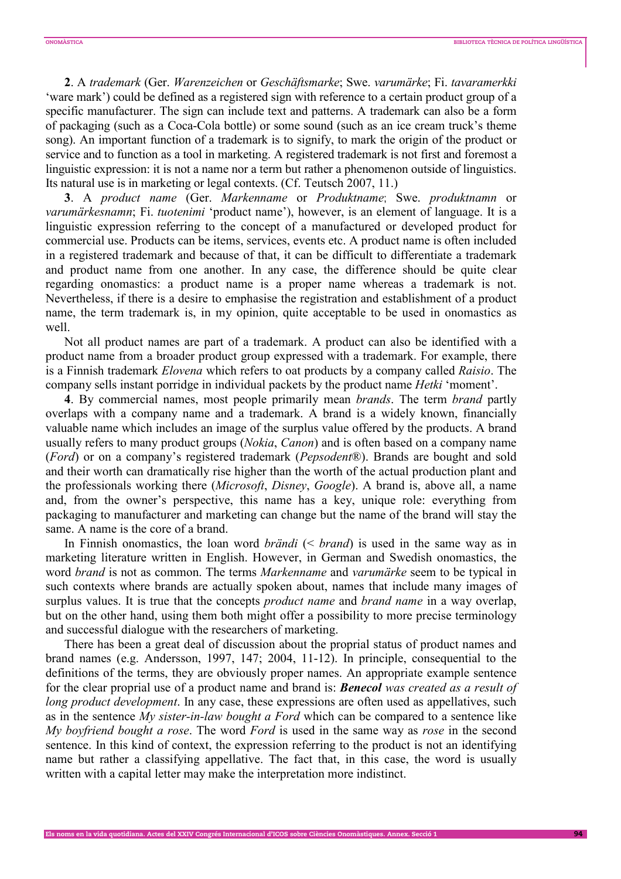**2**. A *trademark* (Ger. *Warenzeichen* or *Geschäftsmarke*; Swe. *varumärke*; Fi. *tavaramerkki* 'ware mark') could be defined as a registered sign with reference to a certain product group of a specific manufacturer. The sign can include text and patterns. A trademark can also be a form of packaging (such as a Coca-Cola bottle) or some sound (such as an ice cream truck's theme song). An important function of a trademark is to signify, to mark the origin of the product or service and to function as a tool in marketing. A registered trademark is not first and foremost a linguistic expression: it is not a name nor a term but rather a phenomenon outside of linguistics. Its natural use is in marketing or legal contexts. (Cf. Teutsch 2007, 11.)

**3**. A *product name* (Ger. *Markenname* or *Produktname*; Swe. *produktnamn* or *varumärkesnamn*; Fi. *tuotenimi* 'product name'), however, is an element of language. It is a linguistic expression referring to the concept of a manufactured or developed product for commercial use. Products can be items, services, events etc. A product name is often included in a registered trademark and because of that, it can be difficult to differentiate a trademark and product name from one another. In any case, the difference should be quite clear regarding onomastics: a product name is a proper name whereas a trademark is not. Nevertheless, if there is a desire to emphasise the registration and establishment of a product name, the term trademark is, in my opinion, quite acceptable to be used in onomastics as well.

Not all product names are part of a trademark. A product can also be identified with a product name from a broader product group expressed with a trademark. For example, there is a Finnish trademark *Elovena* which refers to oat products by a company called *Raisio*. The company sells instant porridge in individual packets by the product name *Hetki* 'moment'.

**4**. By commercial names, most people primarily mean *brands*. The term *brand* partly overlaps with a company name and a trademark. A brand is a widely known, financially valuable name which includes an image of the surplus value offered by the products. A brand usually refers to many product groups (*Nokia*, *Canon*) and is often based on a company name (*Ford*) or on a company's registered trademark (*Pepsodent*®). Brands are bought and sold and their worth can dramatically rise higher than the worth of the actual production plant and the professionals working there (*Microsoft*, *Disney*, *Google*). A brand is, above all, a name and, from the owner's perspective, this name has a key, unique role: everything from packaging to manufacturer and marketing can change but the name of the brand will stay the same. A name is the core of a brand.

In Finnish onomastics, the loan word *brändi* (< *brand*) is used in the same way as in marketing literature written in English. However, in German and Swedish onomastics, the word *brand* is not as common. The terms *Markenname* and *varumärke* seem to be typical in such contexts where brands are actually spoken about, names that include many images of surplus values. It is true that the concepts *product name* and *brand name* in a way overlap, but on the other hand, using them both might offer a possibility to more precise terminology and successful dialogue with the researchers of marketing.

There has been a great deal of discussion about the proprial status of product names and brand names (e.g. Andersson, 1997, 147; 2004, 11-12). In principle, consequential to the definitions of the terms, they are obviously proper names. An appropriate example sentence for the clear proprial use of a product name and brand is: ***Benecol** was created as a result of long product development*. In any case, these expressions are often used as appellatives, such as in the sentence *My sister-in-law bought a Ford* which can be compared to a sentence like *My boyfriend bought a rose*. The word *Ford* is used in the same way as *rose* in the second sentence. In this kind of context, the expression referring to the product is not an identifying name but rather a classifying appellative. The fact that, in this case, the word is usually written with a capital letter may make the interpretation more indistinct.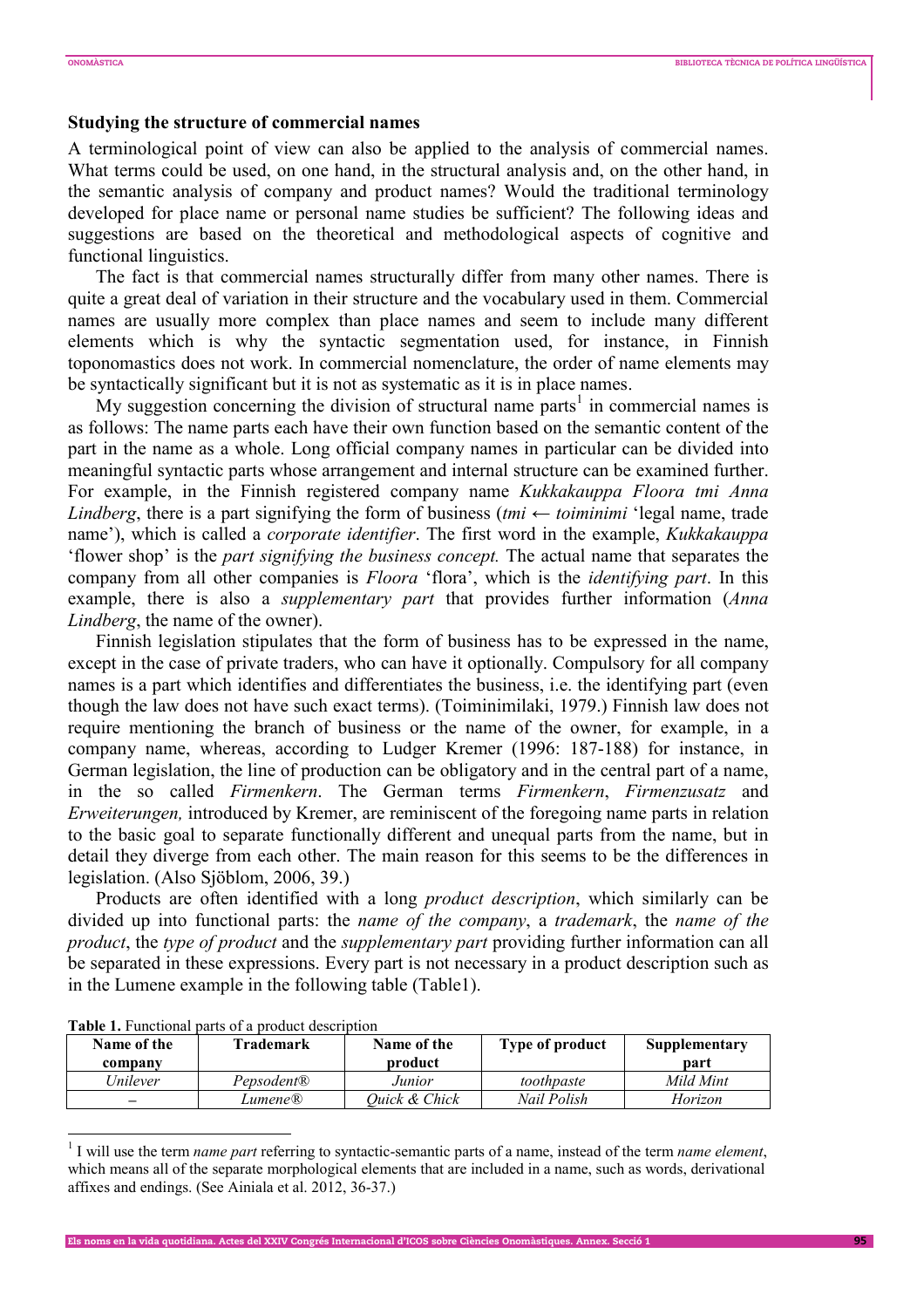## Studying the structure of commercial names

A terminological point of view can also be applied to the analysis of commercial names. What terms could be used, on one hand, in the structural analysis and, on the other hand, in the semantic analysis of company and product names? Would the traditional terminology developed for place name or personal name studies be sufficient? The following ideas and suggestions are based on the theoretical and methodological aspects of cognitive and functional linguistics.

The fact is that commercial names structurally differ from many other names. There is quite a great deal of variation in their structure and the vocabulary used in them. Commercial names are usually more complex than place names and seem to include many different elements which is why the syntactic segmentation used, for instance, in Finnish toponomastics does not work. In commercial nomenclature, the order of name elements may be syntactically significant but it is not as systematic as it is in place names.

My suggestion concerning the division of structural name parts[1] in commercial names is as follows: The name parts each have their own function based on the semantic content of the part in the name as a whole. Long official company names in particular can be divided into meaningful syntactic parts whose arrangement and internal structure can be examined further. For example, in the Finnish registered company name *Kukkakauppa Floora tmi Anna Lindberg*, there is a part signifying the form of business (*tmi* ← *toiminimi* 'legal name, trade name'), which is called a *corporate identifier*. The first word in the example, *Kukkakauppa* 'flower shop' is the *part signifying the business concept.* The actual name that separates the company from all other companies is *Floora* 'flora', which is the *identifying part*. In this example, there is also a *supplementary part* that provides further information (*Anna Lindberg*, the name of the owner).

Finnish legislation stipulates that the form of business has to be expressed in the name, except in the case of private traders, who can have it optionally. Compulsory for all company names is a part which identifies and differentiates the business, i.e. the identifying part (even though the law does not have such exact terms). (Toiminimilaki, 1979.) Finnish law does not require mentioning the branch of business or the name of the owner, for example, in a company name, whereas, according to Ludger Kremer (1996: 187-188) for instance, in German legislation, the line of production can be obligatory and in the central part of a name, in the so called *Firmenkern*. The German terms *Firmenkern*, *Firmenzusatz* and *Erweiterungen,* introduced by Kremer, are reminiscent of the foregoing name parts in relation to the basic goal to separate functionally different and unequal parts from the name, but in detail they diverge from each other. The main reason for this seems to be the differences in legislation. (Also Sjöblom, 2006, 39.)

Products are often identified with a long *product description*, which similarly can be divided up into functional parts: the *name of the company*, a *trademark*, the *name of the product*, the *type of product* and the *supplementary part* providing further information can all be separated in these expressions. Every part is not necessary in a product description such as in the Lumene example in the following table (Table1).

**Table 1.** Functional parts of a product description

| Name of the company | Trademark | Name of the product | Type of product | Supplementary part |
|---|---|---|---|---|
| *Unilever* | *Pepsodent®* | *Junior* | *toothpaste* | *Mild Mint* |
| – | *Lumene®* | *Quick & Chick* | *Nail Polish* | *Horizon* |

[1] I will use the term *name part* referring to syntactic-semantic parts of a name, instead of the term *name element*, which means all of the separate morphological elements that are included in a name, such as words, derivational affixes and endings. (See Ainiala et al. 2012, 36-37.)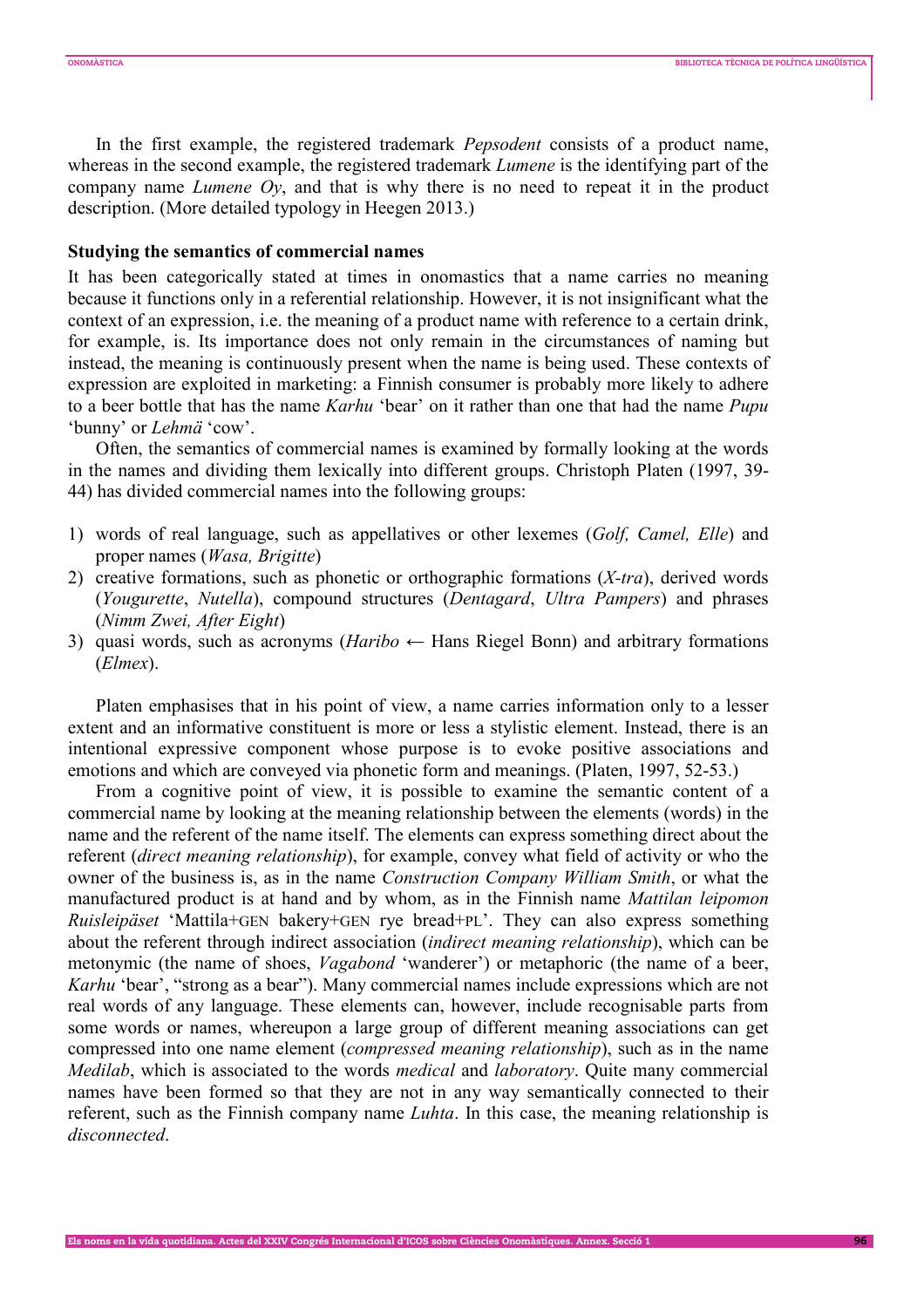In the first example, the registered trademark *Pepsodent* consists of a product name, whereas in the second example, the registered trademark *Lumene* is the identifying part of the company name *Lumene Oy*, and that is why there is no need to repeat it in the product description. (More detailed typology in Heegen 2013.)

**Studying the semantics of commercial names**

It has been categorically stated at times in onomastics that a name carries no meaning because it functions only in a referential relationship. However, it is not insignificant what the context of an expression, i.e. the meaning of a product name with reference to a certain drink, for example, is. Its importance does not only remain in the circumstances of naming but instead, the meaning is continuously present when the name is being used. These contexts of expression are exploited in marketing: a Finnish consumer is probably more likely to adhere to a beer bottle that has the name *Karhu* 'bear' on it rather than one that had the name *Pupu* 'bunny' or *Lehmä* 'cow'.

Often, the semantics of commercial names is examined by formally looking at the words in the names and dividing them lexically into different groups. Christoph Platen (1997, 39-44) has divided commercial names into the following groups:

1) words of real language, such as appellatives or other lexemes (*Golf, Camel, Elle*) and proper names (*Wasa, Brigitte*)
2) creative formations, such as phonetic or orthographic formations (*X-tra*), derived words (*Yougurette*, *Nutella*), compound structures (*Dentagard*, *Ultra Pampers*) and phrases (*Nimm Zwei, After Eight*)
3) quasi words, such as acronyms (*Haribo* ← Hans Riegel Bonn) and arbitrary formations (*Elmex*).

Platen emphasises that in his point of view, a name carries information only to a lesser extent and an informative constituent is more or less a stylistic element. Instead, there is an intentional expressive component whose purpose is to evoke positive associations and emotions and which are conveyed via phonetic form and meanings. (Platen, 1997, 52-53.)

From a cognitive point of view, it is possible to examine the semantic content of a commercial name by looking at the meaning relationship between the elements (words) in the name and the referent of the name itself. The elements can express something direct about the referent (*direct meaning relationship*), for example, convey what field of activity or who the owner of the business is, as in the name *Construction Company William Smith*, or what the manufactured product is at hand and by whom, as in the Finnish name *Mattilan leipomon Ruisleipäset* 'Mattila+GEN bakery+GEN rye bread+PL'. They can also express something about the referent through indirect association (*indirect meaning relationship*), which can be metonymic (the name of shoes, *Vagabond* 'wanderer') or metaphoric (the name of a beer, *Karhu* 'bear', "strong as a bear"). Many commercial names include expressions which are not real words of any language. These elements can, however, include recognisable parts from some words or names, whereupon a large group of different meaning associations can get compressed into one name element (*compressed meaning relationship*), such as in the name *Medilab*, which is associated to the words *medical* and *laboratory*. Quite many commercial names have been formed so that they are not in any way semantically connected to their referent, such as the Finnish company name *Luhta*. In this case, the meaning relationship is *disconnected*.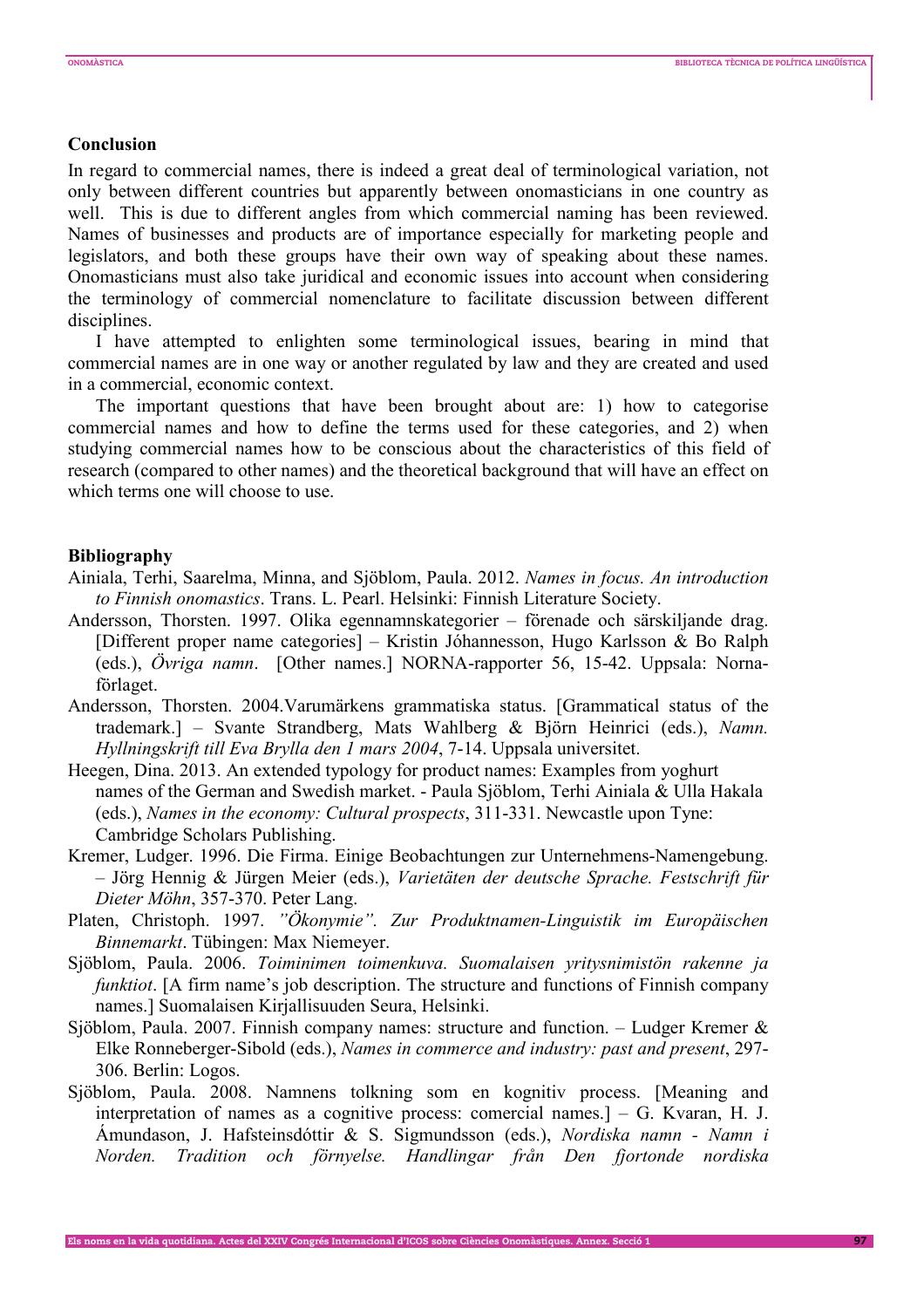## Conclusion

In regard to commercial names, there is indeed a great deal of terminological variation, not only between different countries but apparently between onomasticians in one country as well. This is due to different angles from which commercial naming has been reviewed. Names of businesses and products are of importance especially for marketing people and legislators, and both these groups have their own way of speaking about these names. Onomasticians must also take juridical and economic issues into account when considering the terminology of commercial nomenclature to facilitate discussion between different disciplines.

I have attempted to enlighten some terminological issues, bearing in mind that commercial names are in one way or another regulated by law and they are created and used in a commercial, economic context.

The important questions that have been brought about are: 1) how to categorise commercial names and how to define the terms used for these categories, and 2) when studying commercial names how to be conscious about the characteristics of this field of research (compared to other names) and the theoretical background that will have an effect on which terms one will choose to use.

## Bibliography

Ainiala, Terhi, Saarelma, Minna, and Sjöblom, Paula. 2012. *Names in focus. An introduction to Finnish onomastics*. Trans. L. Pearl. Helsinki: Finnish Literature Society.

Andersson, Thorsten. 1997. Olika egennamnskategorier – förenade och särskiljande drag. [Different proper name categories] – Kristin Jóhannesson, Hugo Karlsson & Bo Ralph (eds.), *Övriga namn*. [Other names.] NORNA-rapporter 56, 15-42. Uppsala: Norna-förlaget.

Andersson, Thorsten. 2004.Varumärkens grammatiska status. [Grammatical status of the trademark.] – Svante Strandberg, Mats Wahlberg & Björn Heinrici (eds.), *Namn. Hyllningskrift till Eva Brylla den 1 mars 2004*, 7-14. Uppsala universitet.

Heegen, Dina. 2013. An extended typology for product names: Examples from yoghurt names of the German and Swedish market. - Paula Sjöblom, Terhi Ainiala & Ulla Hakala (eds.), *Names in the economy: Cultural prospects*, 311-331. Newcastle upon Tyne: Cambridge Scholars Publishing.

Kremer, Ludger. 1996. Die Firma. Einige Beobachtungen zur Unternehmens-Namengebung. – Jörg Hennig & Jürgen Meier (eds.), *Varietäten der deutsche Sprache. Festschrift für Dieter Möhn*, 357-370. Peter Lang.

Platen, Christoph. 1997. *"Ökonymie". Zur Produktnamen-Linguistik im Europäischen Binnemarkt*. Tübingen: Max Niemeyer.

Sjöblom, Paula. 2006. *Toiminimen toimenkuva. Suomalaisen yritysnimistön rakenne ja funktiot*. [A firm name's job description. The structure and functions of Finnish company names.] Suomalaisen Kirjallisuuden Seura, Helsinki.

Sjöblom, Paula. 2007. Finnish company names: structure and function. – Ludger Kremer & Elke Ronneberger-Sibold (eds.), *Names in commerce and industry: past and present*, 297-306. Berlin: Logos.

Sjöblom, Paula. 2008. Namnens tolkning som en kognitiv process. [Meaning and interpretation of names as a cognitive process: comercial names.] – G. Kvaran, H. J. Ámundason, J. Hafsteinsdóttir & S. Sigmundsson (eds.), *Nordiska namn - Namn i Norden. Tradition och förnyelse. Handlingar från Den fjortonde nordiska*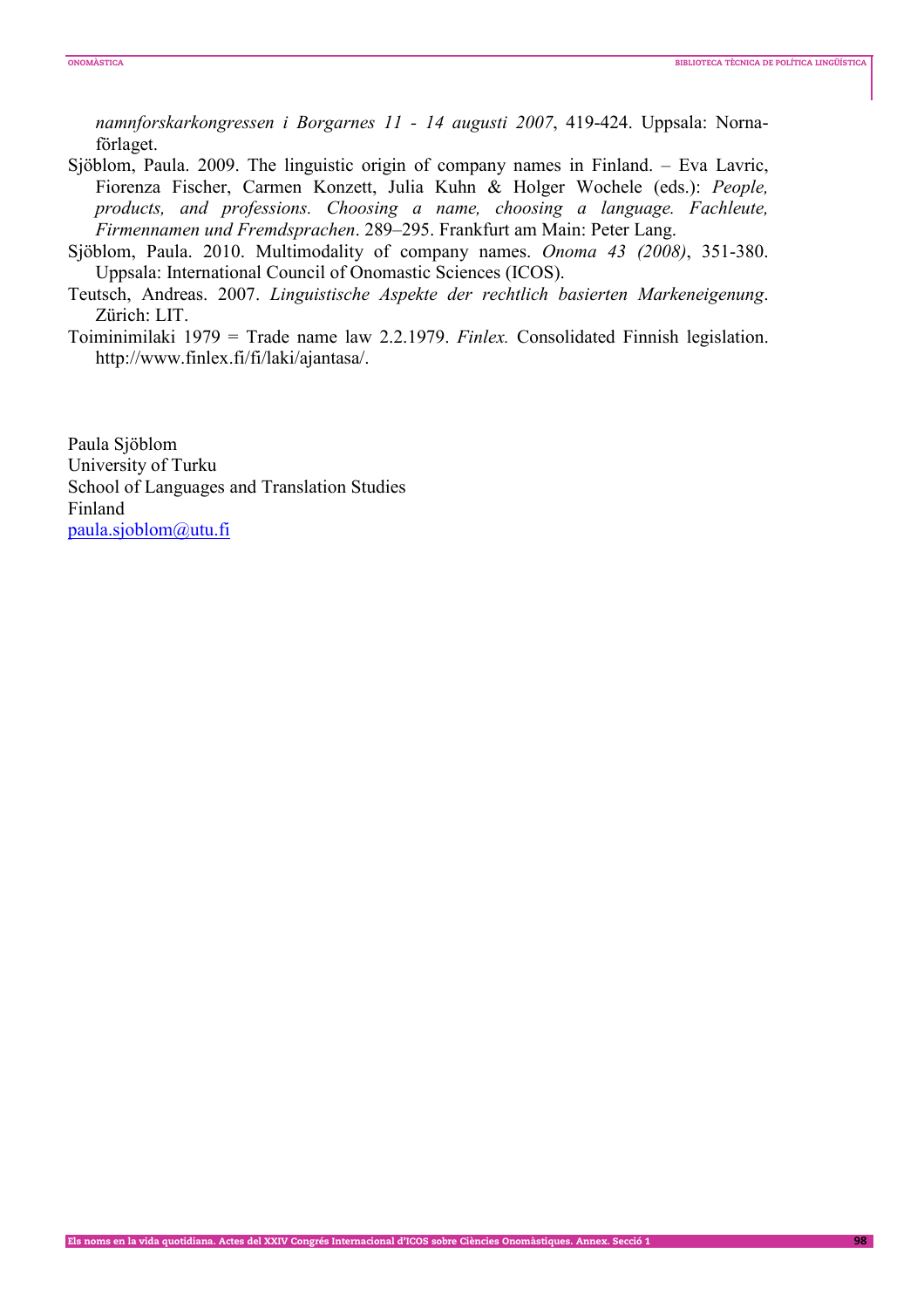*namnforskarkongressen i Borgarnes 11 - 14 augusti 2007*, 419-424. Uppsala: Norna-förlaget.

Sjöblom, Paula. 2009. The linguistic origin of company names in Finland. – Eva Lavric, Fiorenza Fischer, Carmen Konzett, Julia Kuhn & Holger Wochele (eds.): *People, products, and professions. Choosing a name, choosing a language. Fachleute, Firmennamen und Fremdsprachen*. 289–295. Frankfurt am Main: Peter Lang.

Sjöblom, Paula. 2010. Multimodality of company names. *Onoma 43 (2008)*, 351-380. Uppsala: International Council of Onomastic Sciences (ICOS).

Teutsch, Andreas. 2007. *Linguistische Aspekte der rechtlich basierten Markeneigenung*. Zürich: LIT.

Toiminimilaki 1979 = Trade name law 2.2.1979. *Finlex.* Consolidated Finnish legislation. http://www.finlex.fi/fi/laki/ajantasa/.

Paula Sjöblom
University of Turku
School of Languages and Translation Studies
Finland
paula.sjoblom@utu.fi